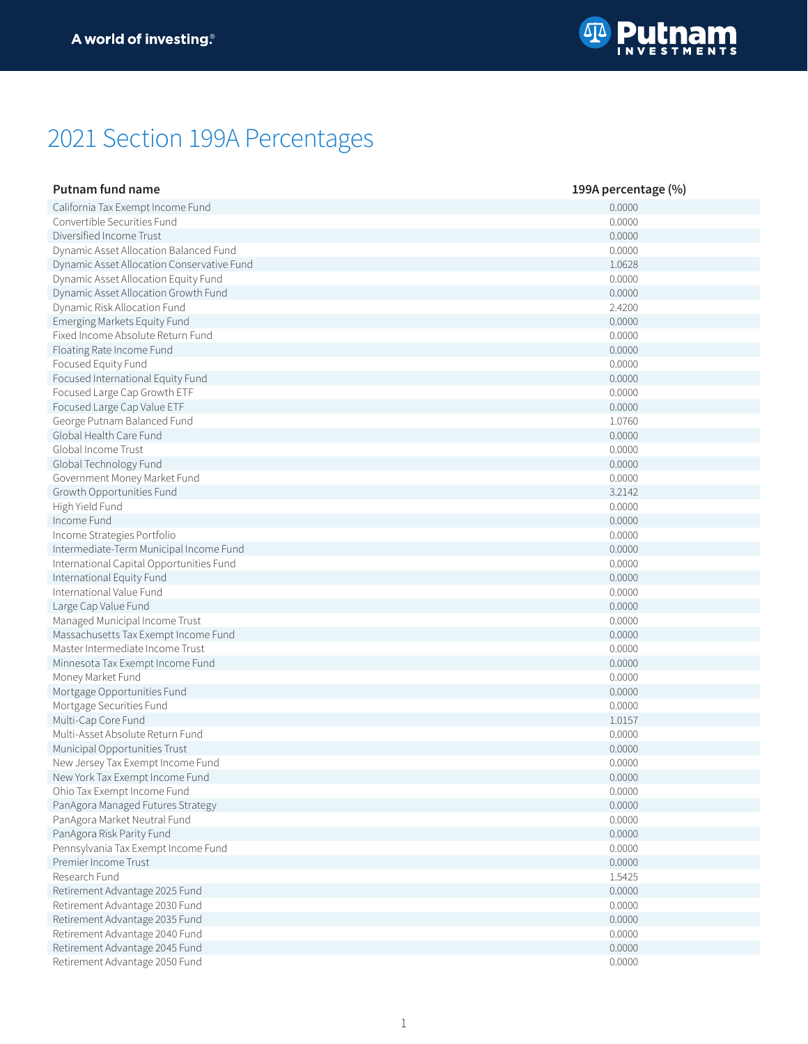A world of investing.®

# 2021 Section 199A Percentages

| Putnam fund name | 199A percentage (%) |
|---|---|
| California Tax Exempt Income Fund | 0.0000 |
| Convertible Securities Fund | 0.0000 |
| Diversified Income Trust | 0.0000 |
| Dynamic Asset Allocation Balanced Fund | 0.0000 |
| Dynamic Asset Allocation Conservative Fund | 1.0628 |
| Dynamic Asset Allocation Equity Fund | 0.0000 |
| Dynamic Asset Allocation Growth Fund | 0.0000 |
| Dynamic Risk Allocation Fund | 2.4200 |
| Emerging Markets Equity Fund | 0.0000 |
| Fixed Income Absolute Return Fund | 0.0000 |
| Floating Rate Income Fund | 0.0000 |
| Focused Equity Fund | 0.0000 |
| Focused International Equity Fund | 0.0000 |
| Focused Large Cap Growth ETF | 0.0000 |
| Focused Large Cap Value ETF | 0.0000 |
| George Putnam Balanced Fund | 1.0760 |
| Global Health Care Fund | 0.0000 |
| Global Income Trust | 0.0000 |
| Global Technology Fund | 0.0000 |
| Government Money Market Fund | 0.0000 |
| Growth Opportunities Fund | 3.2142 |
| High Yield Fund | 0.0000 |
| Income Fund | 0.0000 |
| Income Strategies Portfolio | 0.0000 |
| Intermediate-Term Municipal Income Fund | 0.0000 |
| International Capital Opportunities Fund | 0.0000 |
| International Equity Fund | 0.0000 |
| International Value Fund | 0.0000 |
| Large Cap Value Fund | 0.0000 |
| Managed Municipal Income Trust | 0.0000 |
| Massachusetts Tax Exempt Income Fund | 0.0000 |
| Master Intermediate Income Trust | 0.0000 |
| Minnesota Tax Exempt Income Fund | 0.0000 |
| Money Market Fund | 0.0000 |
| Mortgage Opportunities Fund | 0.0000 |
| Mortgage Securities Fund | 0.0000 |
| Multi-Cap Core Fund | 1.0157 |
| Multi-Asset Absolute Return Fund | 0.0000 |
| Municipal Opportunities Trust | 0.0000 |
| New Jersey Tax Exempt Income Fund | 0.0000 |
| New York Tax Exempt Income Fund | 0.0000 |
| Ohio Tax Exempt Income Fund | 0.0000 |
| PanAgora Managed Futures Strategy | 0.0000 |
| PanAgora Market Neutral Fund | 0.0000 |
| PanAgora Risk Parity Fund | 0.0000 |
| Pennsylvania Tax Exempt Income Fund | 0.0000 |
| Premier Income Trust | 0.0000 |
| Research Fund | 1.5425 |
| Retirement Advantage 2025 Fund | 0.0000 |
| Retirement Advantage 2030 Fund | 0.0000 |
| Retirement Advantage 2035 Fund | 0.0000 |
| Retirement Advantage 2040 Fund | 0.0000 |
| Retirement Advantage 2045 Fund | 0.0000 |
| Retirement Advantage 2050 Fund | 0.0000 |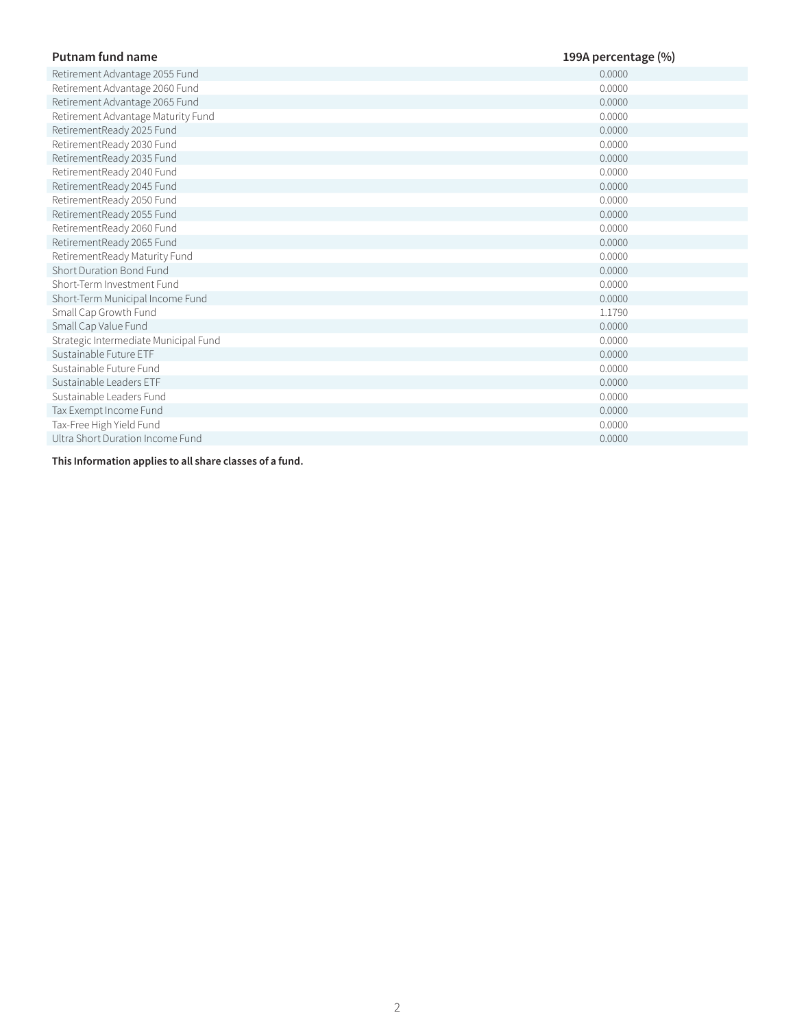| Putnam fund name | 199A percentage (%) |
|---|---|
| Retirement Advantage 2055 Fund | 0.0000 |
| Retirement Advantage 2060 Fund | 0.0000 |
| Retirement Advantage 2065 Fund | 0.0000 |
| Retirement Advantage Maturity Fund | 0.0000 |
| RetirementReady 2025 Fund | 0.0000 |
| RetirementReady 2030 Fund | 0.0000 |
| RetirementReady 2035 Fund | 0.0000 |
| RetirementReady 2040 Fund | 0.0000 |
| RetirementReady 2045 Fund | 0.0000 |
| RetirementReady 2050 Fund | 0.0000 |
| RetirementReady 2055 Fund | 0.0000 |
| RetirementReady 2060 Fund | 0.0000 |
| RetirementReady 2065 Fund | 0.0000 |
| RetirementReady Maturity Fund | 0.0000 |
| Short Duration Bond Fund | 0.0000 |
| Short-Term Investment Fund | 0.0000 |
| Short-Term Municipal Income Fund | 0.0000 |
| Small Cap Growth Fund | 1.1790 |
| Small Cap Value Fund | 0.0000 |
| Strategic Intermediate Municipal Fund | 0.0000 |
| Sustainable Future ETF | 0.0000 |
| Sustainable Future Fund | 0.0000 |
| Sustainable Leaders ETF | 0.0000 |
| Sustainable Leaders Fund | 0.0000 |
| Tax Exempt Income Fund | 0.0000 |
| Tax-Free High Yield Fund | 0.0000 |
| Ultra Short Duration Income Fund | 0.0000 |

**This Information applies to all share classes of a fund.**